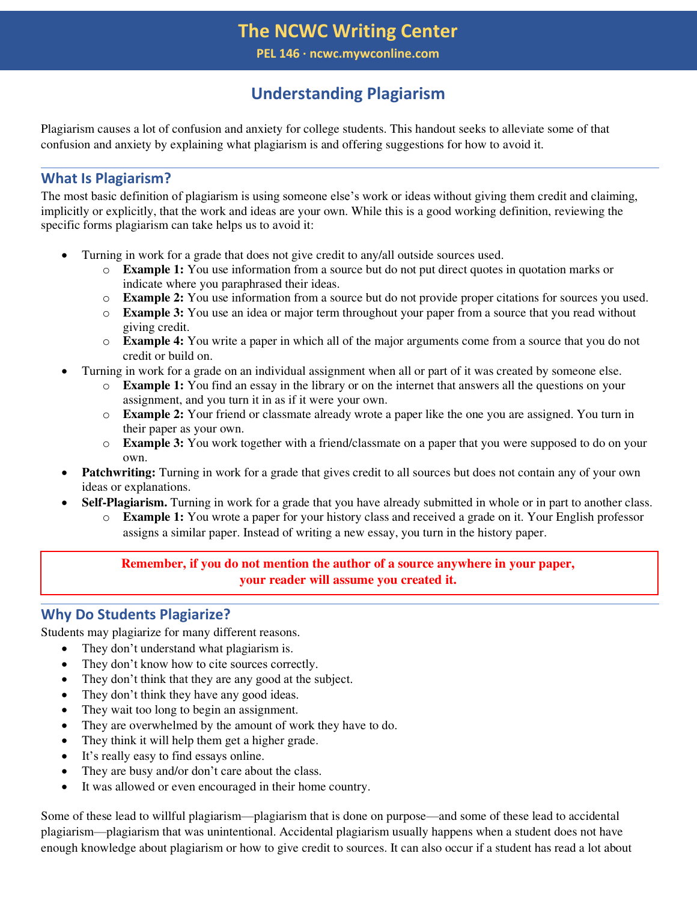# The NCWC Writing Center

**PEL 146 · ncwc.mywconline.com**

## Understanding Plagiarism

Plagiarism causes a lot of confusion and anxiety for college students. This handout seeks to alleviate some of that confusion and anxiety by explaining what plagiarism is and offering suggestions for how to avoid it.

### What Is Plagiarism?

The most basic definition of plagiarism is using someone else's work or ideas without giving them credit and claiming, implicitly or explicitly, that the work and ideas are your own. While this is a good working definition, reviewing the specific forms plagiarism can take helps us to avoid it:

- Turning in work for a grade that does not give credit to any/all outside sources used.
  - **Example 1:** You use information from a source but do not put direct quotes in quotation marks or indicate where you paraphrased their ideas.
  - **Example 2:** You use information from a source but do not provide proper citations for sources you used.
  - **Example 3:** You use an idea or major term throughout your paper from a source that you read without giving credit.
  - **Example 4:** You write a paper in which all of the major arguments come from a source that you do not credit or build on.
- Turning in work for a grade on an individual assignment when all or part of it was created by someone else.
  - **Example 1:** You find an essay in the library or on the internet that answers all the questions on your assignment, and you turn it in as if it were your own.
  - **Example 2:** Your friend or classmate already wrote a paper like the one you are assigned. You turn in their paper as your own.
  - **Example 3:** You work together with a friend/classmate on a paper that you were supposed to do on your own.
- **Patchwriting:** Turning in work for a grade that gives credit to all sources but does not contain any of your own ideas or explanations.
- **Self-Plagiarism.** Turning in work for a grade that you have already submitted in whole or in part to another class.
  - **Example 1:** You wrote a paper for your history class and received a grade on it. Your English professor assigns a similar paper. Instead of writing a new essay, you turn in the history paper.

**Remember, if you do not mention the author of a source anywhere in your paper, your reader will assume you created it.**

### Why Do Students Plagiarize?

Students may plagiarize for many different reasons.

- They don't understand what plagiarism is.
- They don't know how to cite sources correctly.
- They don't think that they are any good at the subject.
- They don't think they have any good ideas.
- They wait too long to begin an assignment.
- They are overwhelmed by the amount of work they have to do.
- They think it will help them get a higher grade.
- It's really easy to find essays online.
- They are busy and/or don't care about the class.
- It was allowed or even encouraged in their home country.

Some of these lead to willful plagiarism—plagiarism that is done on purpose—and some of these lead to accidental plagiarism—plagiarism that was unintentional. Accidental plagiarism usually happens when a student does not have enough knowledge about plagiarism or how to give credit to sources. It can also occur if a student has read a lot about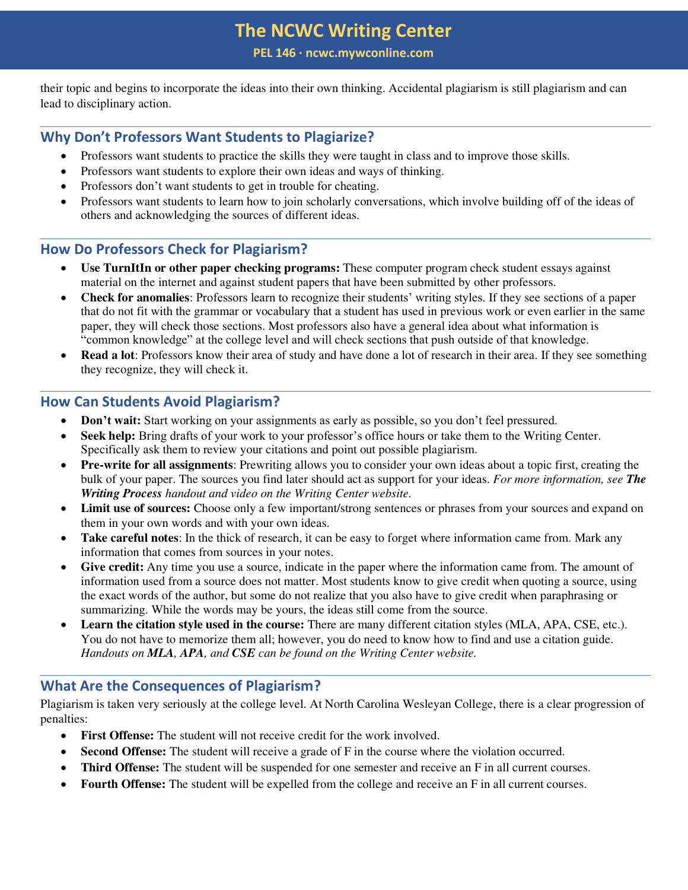their topic and begins to incorporate the ideas into their own thinking. Accidental plagiarism is still plagiarism and can lead to disciplinary action.

## Why Don't Professors Want Students to Plagiarize?

- Professors want students to practice the skills they were taught in class and to improve those skills.
- Professors want students to explore their own ideas and ways of thinking.
- Professors don't want students to get in trouble for cheating.
- Professors want students to learn how to join scholarly conversations, which involve building off of the ideas of others and acknowledging the sources of different ideas.

## How Do Professors Check for Plagiarism?

- **Use TurnItIn or other paper checking programs:** These computer program check student essays against material on the internet and against student papers that have been submitted by other professors.
- **Check for anomalies**: Professors learn to recognize their students' writing styles. If they see sections of a paper that do not fit with the grammar or vocabulary that a student has used in previous work or even earlier in the same paper, they will check those sections. Most professors also have a general idea about what information is "common knowledge" at the college level and will check sections that push outside of that knowledge.
- **Read a lot**: Professors know their area of study and have done a lot of research in their area. If they see something they recognize, they will check it.

## How Can Students Avoid Plagiarism?

- **Don't wait:** Start working on your assignments as early as possible, so you don't feel pressured.
- **Seek help:** Bring drafts of your work to your professor's office hours or take them to the Writing Center. Specifically ask them to review your citations and point out possible plagiarism.
- **Pre-write for all assignments**: Prewriting allows you to consider your own ideas about a topic first, creating the bulk of your paper. The sources you find later should act as support for your ideas. *For more information, see **The Writing Process** handout and video on the Writing Center website.*
- **Limit use of sources:** Choose only a few important/strong sentences or phrases from your sources and expand on them in your own words and with your own ideas.
- **Take careful notes**: In the thick of research, it can be easy to forget where information came from. Mark any information that comes from sources in your notes.
- **Give credit:** Any time you use a source, indicate in the paper where the information came from. The amount of information used from a source does not matter. Most students know to give credit when quoting a source, using the exact words of the author, but some do not realize that you also have to give credit when paraphrasing or summarizing. While the words may be yours, the ideas still come from the source.
- **Learn the citation style used in the course:** There are many different citation styles (MLA, APA, CSE, etc.). You do not have to memorize them all; however, you do need to know how to find and use a citation guide. *Handouts on **MLA**, **APA**, and **CSE** can be found on the Writing Center website.*

## What Are the Consequences of Plagiarism?

Plagiarism is taken very seriously at the college level. At North Carolina Wesleyan College, there is a clear progression of penalties:

- **First Offense:** The student will not receive credit for the work involved.
- **Second Offense:** The student will receive a grade of F in the course where the violation occurred.
- **Third Offense:** The student will be suspended for one semester and receive an F in all current courses.
- **Fourth Offense:** The student will be expelled from the college and receive an F in all current courses.